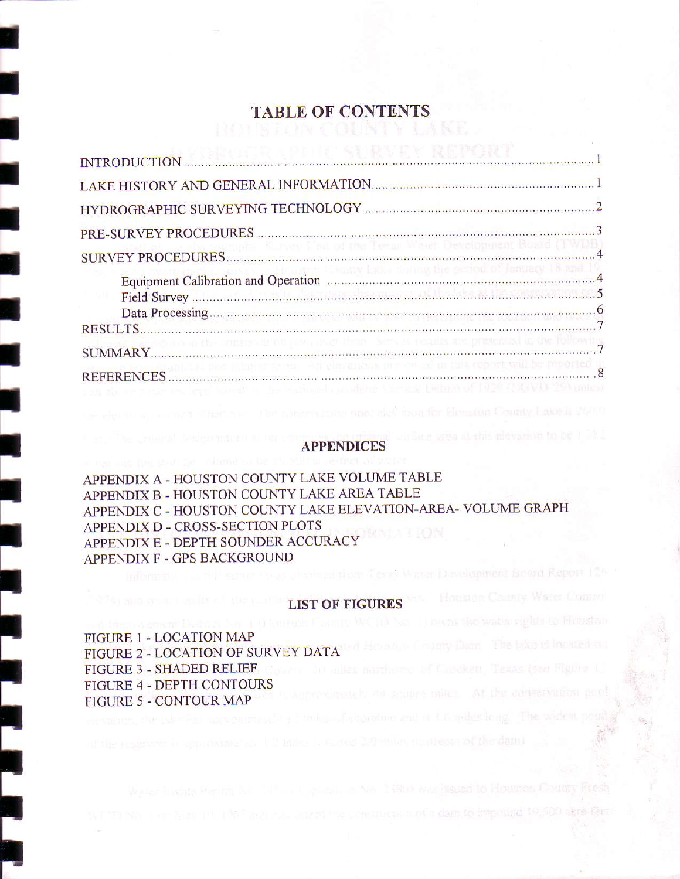# TABLE OF CONTENTS

| | |
|---|---|
| INTRODUCTION | 1 |
| LAKE HISTORY AND GENERAL INFORMATION | 1 |
| HYDROGRAPHIC SURVEYING TECHNOLOGY | 2 |
| PRE-SURVEY PROCEDURES | 3 |
| SURVEY PROCEDURES | 4 |
| Equipment Calibration and Operation | 4 |
| Field Survey | 5 |
| Data Processing | 6 |
| RESULTS | 7 |
| SUMMARY | 7 |
| REFERENCES | 8 |

## APPENDICES

APPENDIX A - HOUSTON COUNTY LAKE VOLUME TABLE
APPENDIX B - HOUSTON COUNTY LAKE AREA TABLE
APPENDIX C - HOUSTON COUNTY LAKE ELEVATION-AREA- VOLUME GRAPH
APPENDIX D - CROSS-SECTION PLOTS
APPENDIX E - DEPTH SOUNDER ACCURACY
APPENDIX F - GPS BACKGROUND

## LIST OF FIGURES

FIGURE 1 - LOCATION MAP
FIGURE 2 - LOCATION OF SURVEY DATA
FIGURE 3 - SHADED RELIEF
FIGURE 4 - DEPTH CONTOURS
FIGURE 5 - CONTOUR MAP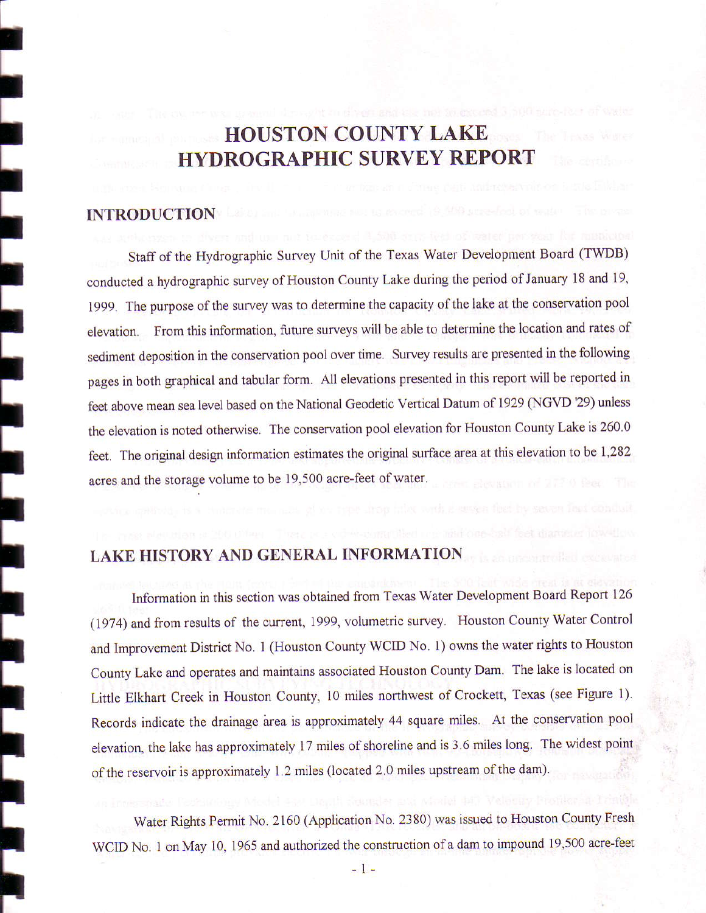# HOUSTON COUNTY LAKE HYDROGRAPHIC SURVEY REPORT

## INTRODUCTION

Staff of the Hydrographic Survey Unit of the Texas Water Development Board (TWDB) conducted a hydrographic survey of Houston County Lake during the period of January 18 and 19, 1999. The purpose of the survey was to determine the capacity of the lake at the conservation pool elevation. From this information, future surveys will be able to determine the location and rates of sediment deposition in the conservation pool over time. Survey results are presented in the following pages in both graphical and tabular form. All elevations presented in this report will be reported in feet above mean sea level based on the National Geodetic Vertical Datum of 1929 (NGVD '29) unless the elevation is noted otherwise. The conservation pool elevation for Houston County Lake is 260.0 feet. The original design information estimates the original surface area at this elevation to be 1,282 acres and the storage volume to be 19,500 acre-feet of water.

## LAKE HISTORY AND GENERAL INFORMATION

Information in this section was obtained from Texas Water Development Board Report 126 (1974) and from results of the current, 1999, volumetric survey. Houston County Water Control and Improvement District No. 1 (Houston County WCID No. 1) owns the water rights to Houston County Lake and operates and maintains associated Houston County Dam. The lake is located on Little Elkhart Creek in Houston County, 10 miles northwest of Crockett, Texas (see Figure 1). Records indicate the drainage area is approximately 44 square miles. At the conservation pool elevation, the lake has approximately 17 miles of shoreline and is 3.6 miles long. The widest point of the reservoir is approximately 1.2 miles (located 2.0 miles upstream of the dam).

Water Rights Permit No. 2160 (Application No. 2380) was issued to Houston County Fresh WCID No. 1 on May 10, 1965 and authorized the construction of a dam to impound 19,500 acre-feet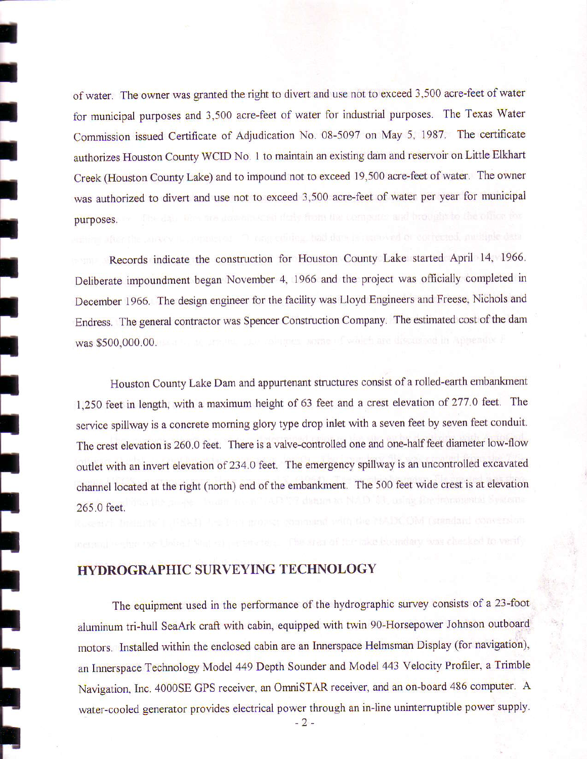of water. The owner was granted the right to divert and use not to exceed 3,500 acre-feet of water for municipal purposes and 3,500 acre-feet of water for industrial purposes. The Texas Water Commission issued Certificate of Adjudication No. 08-5097 on May 5, 1987. The certificate authorizes Houston County WCID No. 1 to maintain an existing dam and reservoir on Little Elkhart Creek (Houston County Lake) and to impound not to exceed 19,500 acre-feet of water. The owner was authorized to divert and use not to exceed 3,500 acre-feet of water per year for municipal purposes.

Records indicate the construction for Houston County Lake started April 14, 1966. Deliberate impoundment began November 4, 1966 and the project was officially completed in December 1966. The design engineer for the facility was Lloyd Engineers and Freese, Nichols and Endress. The general contractor was Spencer Construction Company. The estimated cost of the dam was $500,000.00.

Houston County Lake Dam and appurtenant structures consist of a rolled-earth embankment 1,250 feet in length, with a maximum height of 63 feet and a crest elevation of 277.0 feet. The service spillway is a concrete morning glory type drop inlet with a seven feet by seven feet conduit. The crest elevation is 260.0 feet. There is a valve-controlled one and one-half feet diameter low-flow outlet with an invert elevation of 234.0 feet. The emergency spillway is an uncontrolled excavated channel located at the right (north) end of the embankment. The 500 feet wide crest is at elevation 265.0 feet.

## HYDROGRAPHIC SURVEYING TECHNOLOGY

The equipment used in the performance of the hydrographic survey consists of a 23-foot aluminum tri-hull SeaArk craft with cabin, equipped with twin 90-Horsepower Johnson outboard motors. Installed within the enclosed cabin are an Innerspace Helmsman Display (for navigation), an Innerspace Technology Model 449 Depth Sounder and Model 443 Velocity Profiler, a Trimble Navigation, Inc. 4000SE GPS receiver, an OmniSTAR receiver, and an on-board 486 computer. A water-cooled generator provides electrical power through an in-line uninterruptible power supply.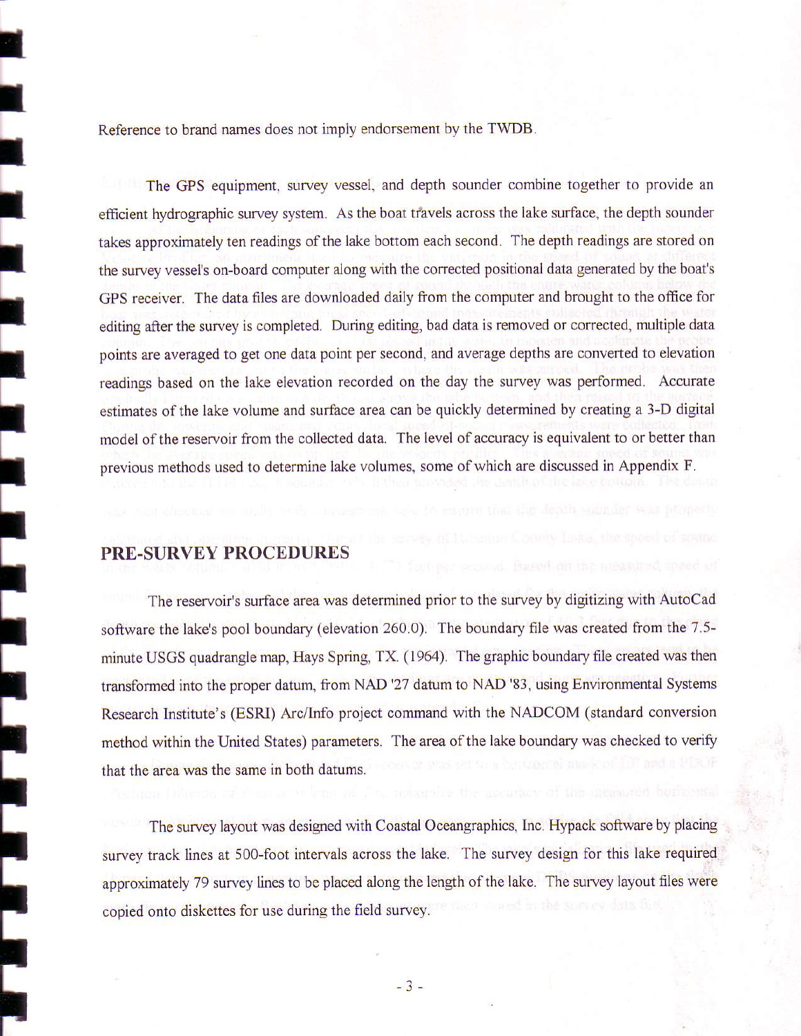Reference to brand names does not imply endorsement by the TWDB.

The GPS equipment, survey vessel, and depth sounder combine together to provide an efficient hydrographic survey system. As the boat travels across the lake surface, the depth sounder takes approximately ten readings of the lake bottom each second. The depth readings are stored on the survey vessel's on-board computer along with the corrected positional data generated by the boat's GPS receiver. The data files are downloaded daily from the computer and brought to the office for editing after the survey is completed. During editing, bad data is removed or corrected, multiple data points are averaged to get one data point per second, and average depths are converted to elevation readings based on the lake elevation recorded on the day the survey was performed. Accurate estimates of the lake volume and surface area can be quickly determined by creating a 3-D digital model of the reservoir from the collected data. The level of accuracy is equivalent to or better than previous methods used to determine lake volumes, some of which are discussed in Appendix F.

## PRE-SURVEY PROCEDURES

The reservoir's surface area was determined prior to the survey by digitizing with AutoCad software the lake's pool boundary (elevation 260.0). The boundary file was created from the 7.5-minute USGS quadrangle map, Hays Spring, TX. (1964). The graphic boundary file created was then transformed into the proper datum, from NAD '27 datum to NAD '83, using Environmental Systems Research Institute's (ESRI) Arc/Info project command with the NADCOM (standard conversion method within the United States) parameters. The area of the lake boundary was checked to verify that the area was the same in both datums.

The survey layout was designed with Coastal Oceangraphics, Inc. Hypack software by placing survey track lines at 500-foot intervals across the lake. The survey design for this lake required approximately 79 survey lines to be placed along the length of the lake. The survey layout files were copied onto diskettes for use during the field survey.